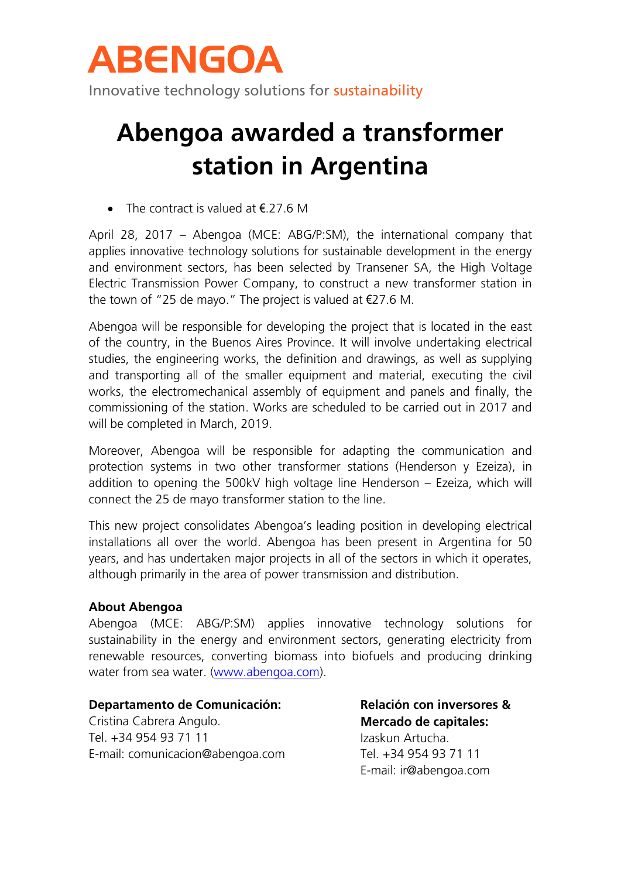# ABENGOA

Innovative technology solutions for sustainability

# Abengoa awarded a transformer station in Argentina

- The contract is valued at €.27.6 M

April 28, 2017 – Abengoa (MCE: ABG/P:SM), the international company that applies innovative technology solutions for sustainable development in the energy and environment sectors, has been selected by Transener SA, the High Voltage Electric Transmission Power Company, to construct a new transformer station in the town of "25 de mayo." The project is valued at €27.6 M.

Abengoa will be responsible for developing the project that is located in the east of the country, in the Buenos Aires Province. It will involve undertaking electrical studies, the engineering works, the definition and drawings, as well as supplying and transporting all of the smaller equipment and material, executing the civil works, the electromechanical assembly of equipment and panels and finally, the commissioning of the station. Works are scheduled to be carried out in 2017 and will be completed in March, 2019.

Moreover, Abengoa will be responsible for adapting the communication and protection systems in two other transformer stations (Henderson y Ezeiza), in addition to opening the 500kV high voltage line Henderson – Ezeiza, which will connect the 25 de mayo transformer station to the line.

This new project consolidates Abengoa's leading position in developing electrical installations all over the world. Abengoa has been present in Argentina for 50 years, and has undertaken major projects in all of the sectors in which it operates, although primarily in the area of power transmission and distribution.

**About Abengoa**

Abengoa (MCE: ABG/P:SM) applies innovative technology solutions for sustainability in the energy and environment sectors, generating electricity from renewable resources, converting biomass into biofuels and producing drinking water from sea water. (www.abengoa.com).

**Departamento de Comunicación:**
Cristina Cabrera Angulo.
Tel. +34 954 93 71 11
E-mail: comunicacion@abengoa.com

**Relación con inversores & Mercado de capitales:**
Izaskun Artucha.
Tel. +34 954 93 71 11
E-mail: ir@abengoa.com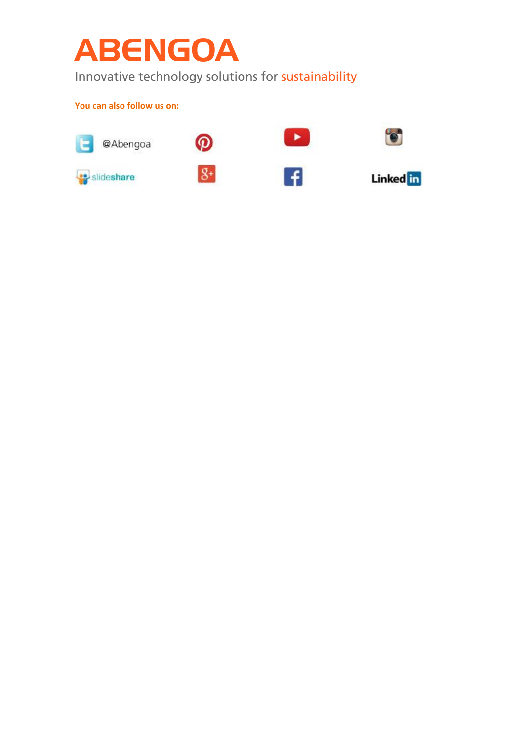# ABENGOA

Innovative technology solutions for sustainability

**You can also follow us on:**

@Abengoa

slideshare

Linked in